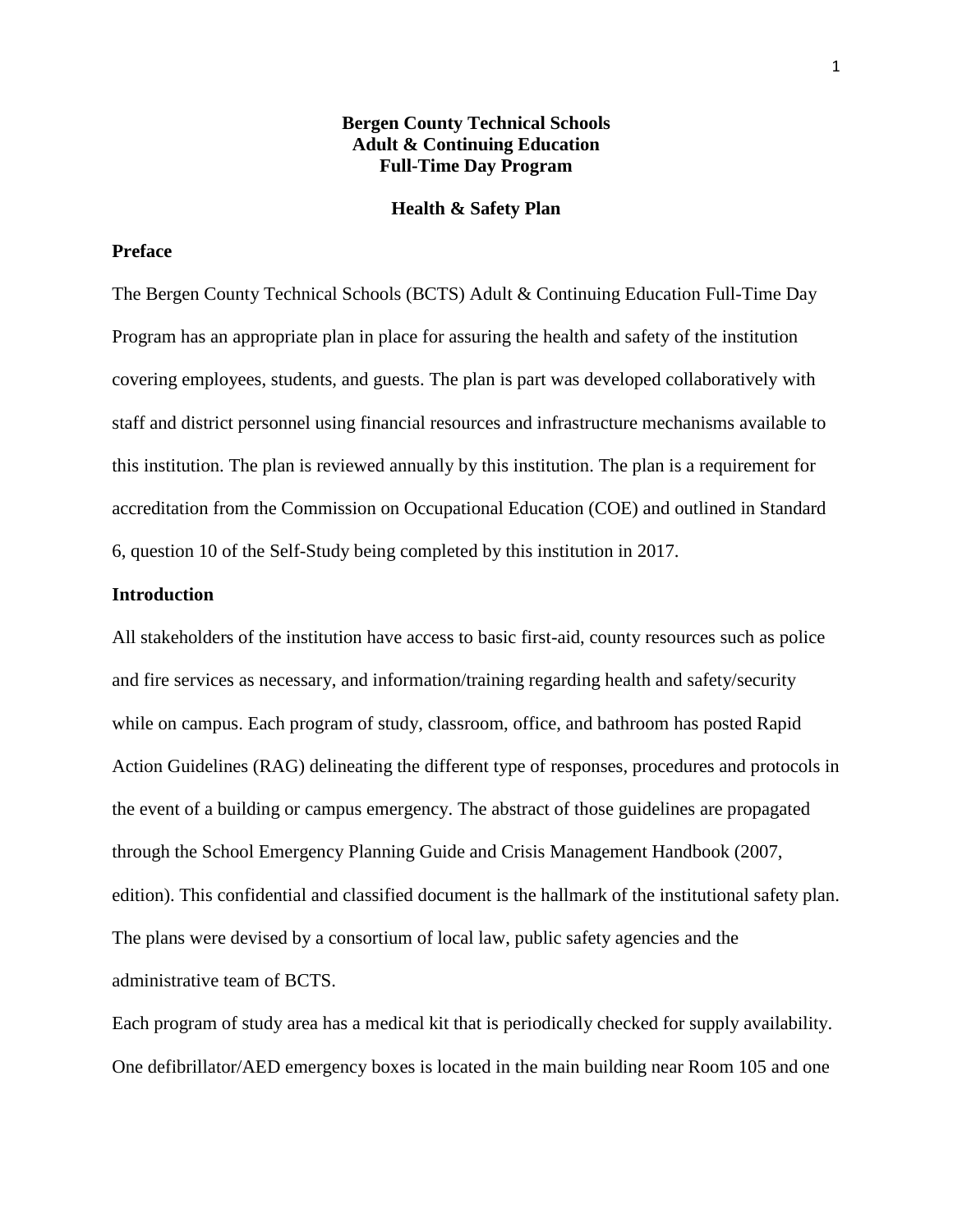**Bergen County Technical Schools**
**Adult & Continuing Education**
**Full-Time Day Program**

**Health & Safety Plan**

## Preface

The Bergen County Technical Schools (BCTS) Adult & Continuing Education Full-Time Day Program has an appropriate plan in place for assuring the health and safety of the institution covering employees, students, and guests. The plan is part was developed collaboratively with staff and district personnel using financial resources and infrastructure mechanisms available to this institution. The plan is reviewed annually by this institution. The plan is a requirement for accreditation from the Commission on Occupational Education (COE) and outlined in Standard 6, question 10 of the Self-Study being completed by this institution in 2017.

## Introduction

All stakeholders of the institution have access to basic first-aid, county resources such as police and fire services as necessary, and information/training regarding health and safety/security while on campus. Each program of study, classroom, office, and bathroom has posted Rapid Action Guidelines (RAG) delineating the different type of responses, procedures and protocols in the event of a building or campus emergency. The abstract of those guidelines are propagated through the School Emergency Planning Guide and Crisis Management Handbook (2007, edition). This confidential and classified document is the hallmark of the institutional safety plan. The plans were devised by a consortium of local law, public safety agencies and the administrative team of BCTS.

Each program of study area has a medical kit that is periodically checked for supply availability. One defibrillator/AED emergency boxes is located in the main building near Room 105 and one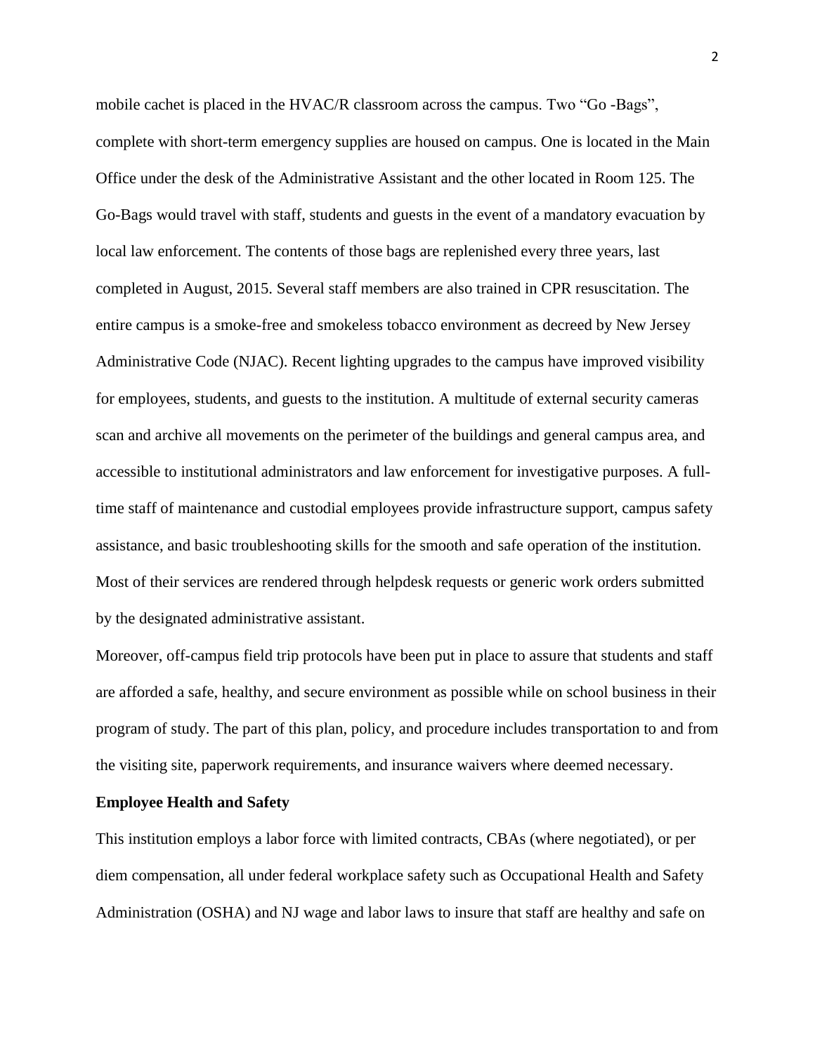mobile cachet is placed in the HVAC/R classroom across the campus. Two “Go -Bags”, complete with short-term emergency supplies are housed on campus. One is located in the Main Office under the desk of the Administrative Assistant and the other located in Room 125. The Go-Bags would travel with staff, students and guests in the event of a mandatory evacuation by local law enforcement. The contents of those bags are replenished every three years, last completed in August, 2015. Several staff members are also trained in CPR resuscitation. The entire campus is a smoke-free and smokeless tobacco environment as decreed by New Jersey Administrative Code (NJAC). Recent lighting upgrades to the campus have improved visibility for employees, students, and guests to the institution. A multitude of external security cameras scan and archive all movements on the perimeter of the buildings and general campus area, and accessible to institutional administrators and law enforcement for investigative purposes. A full-time staff of maintenance and custodial employees provide infrastructure support, campus safety assistance, and basic troubleshooting skills for the smooth and safe operation of the institution. Most of their services are rendered through helpdesk requests or generic work orders submitted by the designated administrative assistant.

Moreover, off-campus field trip protocols have been put in place to assure that students and staff are afforded a safe, healthy, and secure environment as possible while on school business in their program of study. The part of this plan, policy, and procedure includes transportation to and from the visiting site, paperwork requirements, and insurance waivers where deemed necessary.

**Employee Health and Safety**

This institution employs a labor force with limited contracts, CBAs (where negotiated), or per diem compensation, all under federal workplace safety such as Occupational Health and Safety Administration (OSHA) and NJ wage and labor laws to insure that staff are healthy and safe on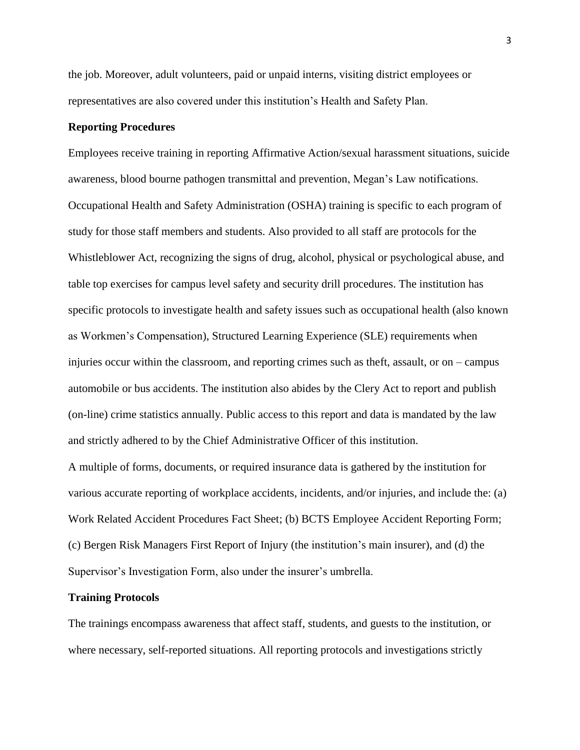the job. Moreover, adult volunteers, paid or unpaid interns, visiting district employees or representatives are also covered under this institution's Health and Safety Plan.

**Reporting Procedures**

Employees receive training in reporting Affirmative Action/sexual harassment situations, suicide awareness, blood bourne pathogen transmittal and prevention, Megan's Law notifications. Occupational Health and Safety Administration (OSHA) training is specific to each program of study for those staff members and students. Also provided to all staff are protocols for the Whistleblower Act, recognizing the signs of drug, alcohol, physical or psychological abuse, and table top exercises for campus level safety and security drill procedures. The institution has specific protocols to investigate health and safety issues such as occupational health (also known as Workmen's Compensation), Structured Learning Experience (SLE) requirements when injuries occur within the classroom, and reporting crimes such as theft, assault, or on – campus automobile or bus accidents. The institution also abides by the Clery Act to report and publish (on-line) crime statistics annually. Public access to this report and data is mandated by the law and strictly adhered to by the Chief Administrative Officer of this institution.

A multiple of forms, documents, or required insurance data is gathered by the institution for various accurate reporting of workplace accidents, incidents, and/or injuries, and include the: (a) Work Related Accident Procedures Fact Sheet; (b) BCTS Employee Accident Reporting Form; (c) Bergen Risk Managers First Report of Injury (the institution's main insurer), and (d) the Supervisor's Investigation Form, also under the insurer's umbrella.

**Training Protocols**

The trainings encompass awareness that affect staff, students, and guests to the institution, or where necessary, self-reported situations. All reporting protocols and investigations strictly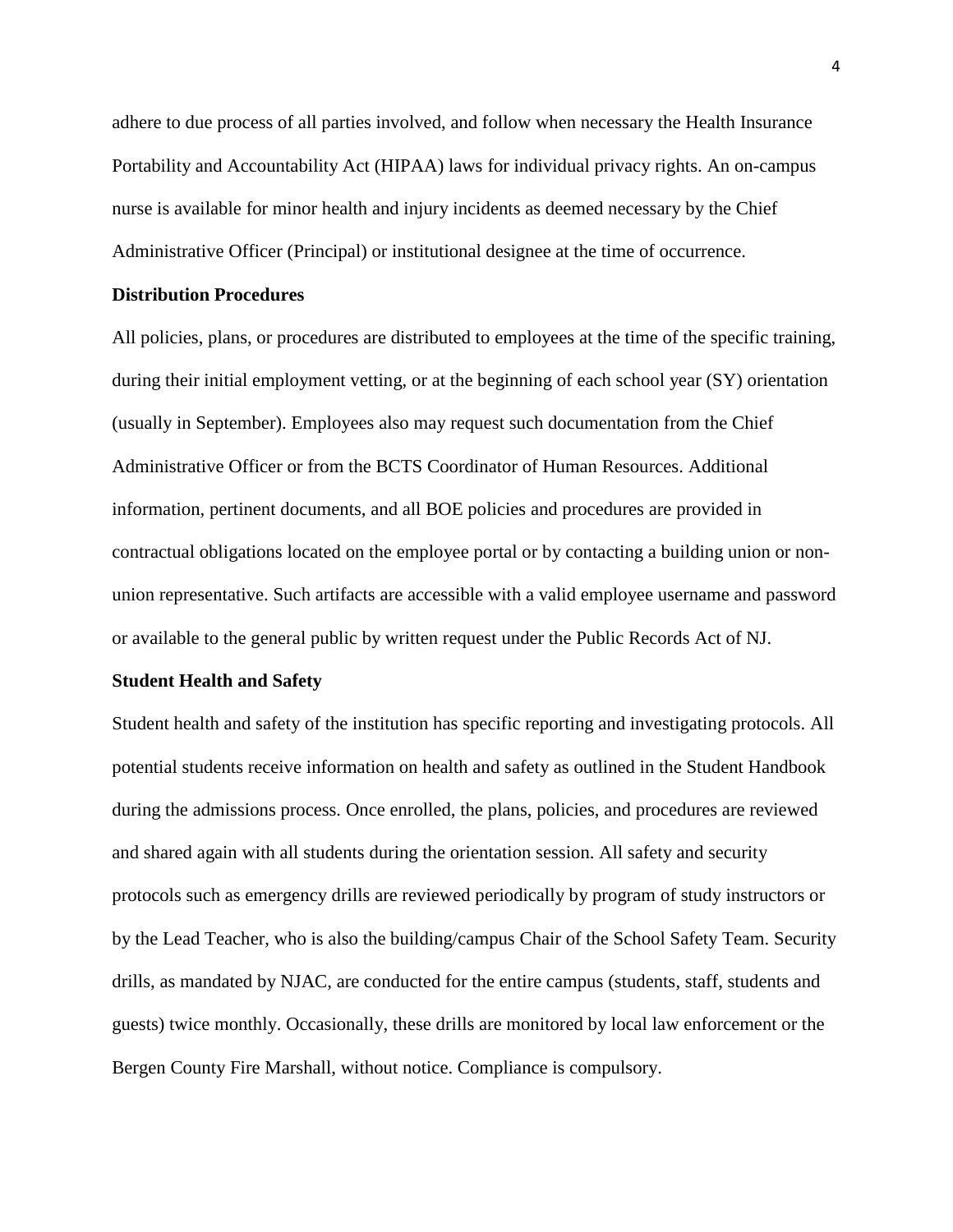adhere to due process of all parties involved, and follow when necessary the Health Insurance Portability and Accountability Act (HIPAA) laws for individual privacy rights. An on-campus nurse is available for minor health and injury incidents as deemed necessary by the Chief Administrative Officer (Principal) or institutional designee at the time of occurrence.

**Distribution Procedures**

All policies, plans, or procedures are distributed to employees at the time of the specific training, during their initial employment vetting, or at the beginning of each school year (SY) orientation (usually in September). Employees also may request such documentation from the Chief Administrative Officer or from the BCTS Coordinator of Human Resources. Additional information, pertinent documents, and all BOE policies and procedures are provided in contractual obligations located on the employee portal or by contacting a building union or non-union representative. Such artifacts are accessible with a valid employee username and password or available to the general public by written request under the Public Records Act of NJ.

**Student Health and Safety**

Student health and safety of the institution has specific reporting and investigating protocols. All potential students receive information on health and safety as outlined in the Student Handbook during the admissions process. Once enrolled, the plans, policies, and procedures are reviewed and shared again with all students during the orientation session. All safety and security protocols such as emergency drills are reviewed periodically by program of study instructors or by the Lead Teacher, who is also the building/campus Chair of the School Safety Team. Security drills, as mandated by NJAC, are conducted for the entire campus (students, staff, students and guests) twice monthly. Occasionally, these drills are monitored by local law enforcement or the Bergen County Fire Marshall, without notice. Compliance is compulsory.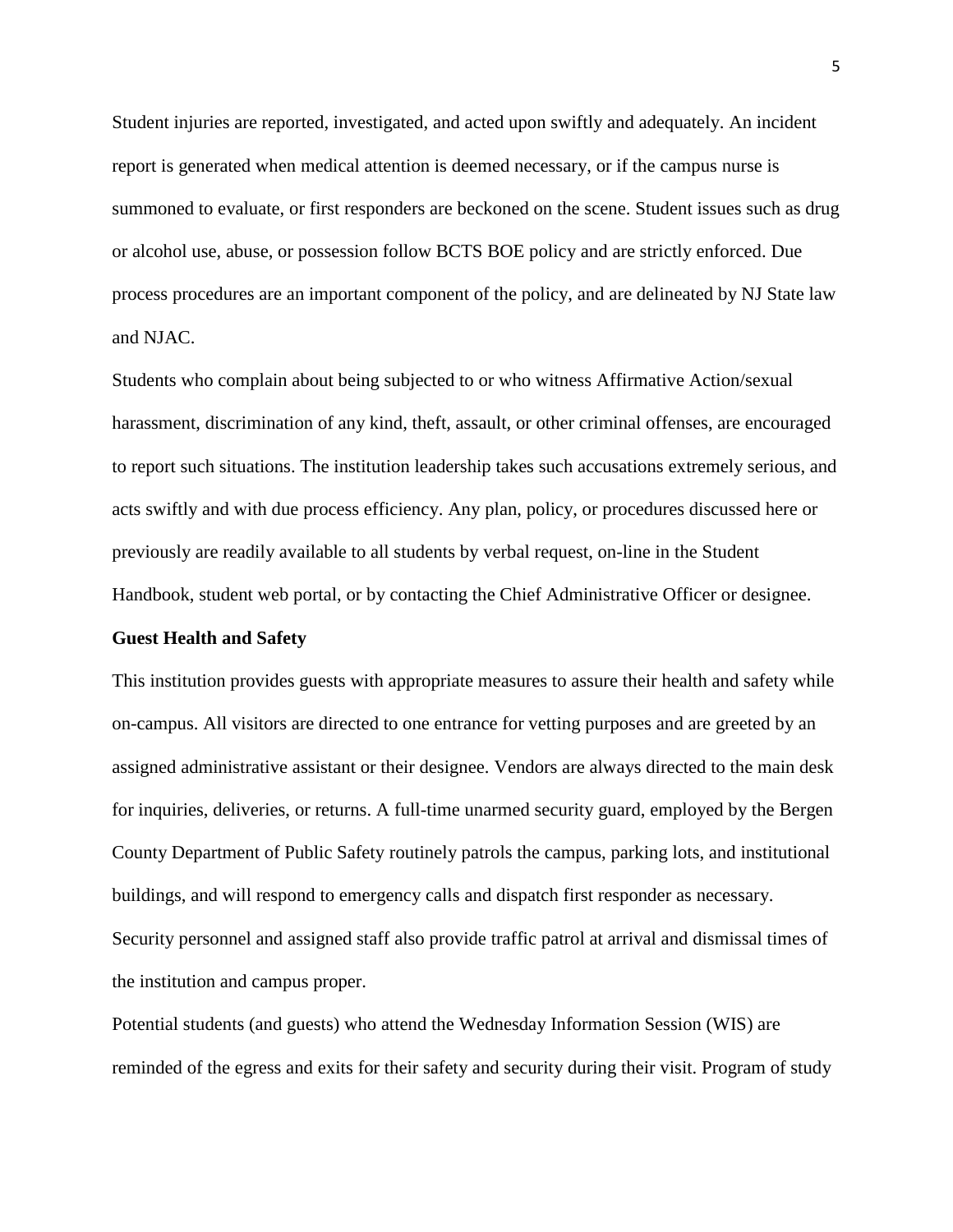Student injuries are reported, investigated, and acted upon swiftly and adequately. An incident report is generated when medical attention is deemed necessary, or if the campus nurse is summoned to evaluate, or first responders are beckoned on the scene. Student issues such as drug or alcohol use, abuse, or possession follow BCTS BOE policy and are strictly enforced. Due process procedures are an important component of the policy, and are delineated by NJ State law and NJAC.

Students who complain about being subjected to or who witness Affirmative Action/sexual harassment, discrimination of any kind, theft, assault, or other criminal offenses, are encouraged to report such situations. The institution leadership takes such accusations extremely serious, and acts swiftly and with due process efficiency. Any plan, policy, or procedures discussed here or previously are readily available to all students by verbal request, on-line in the Student Handbook, student web portal, or by contacting the Chief Administrative Officer or designee.

**Guest Health and Safety**

This institution provides guests with appropriate measures to assure their health and safety while on-campus. All visitors are directed to one entrance for vetting purposes and are greeted by an assigned administrative assistant or their designee. Vendors are always directed to the main desk for inquiries, deliveries, or returns. A full-time unarmed security guard, employed by the Bergen County Department of Public Safety routinely patrols the campus, parking lots, and institutional buildings, and will respond to emergency calls and dispatch first responder as necessary. Security personnel and assigned staff also provide traffic patrol at arrival and dismissal times of the institution and campus proper.

Potential students (and guests) who attend the Wednesday Information Session (WIS) are reminded of the egress and exits for their safety and security during their visit. Program of study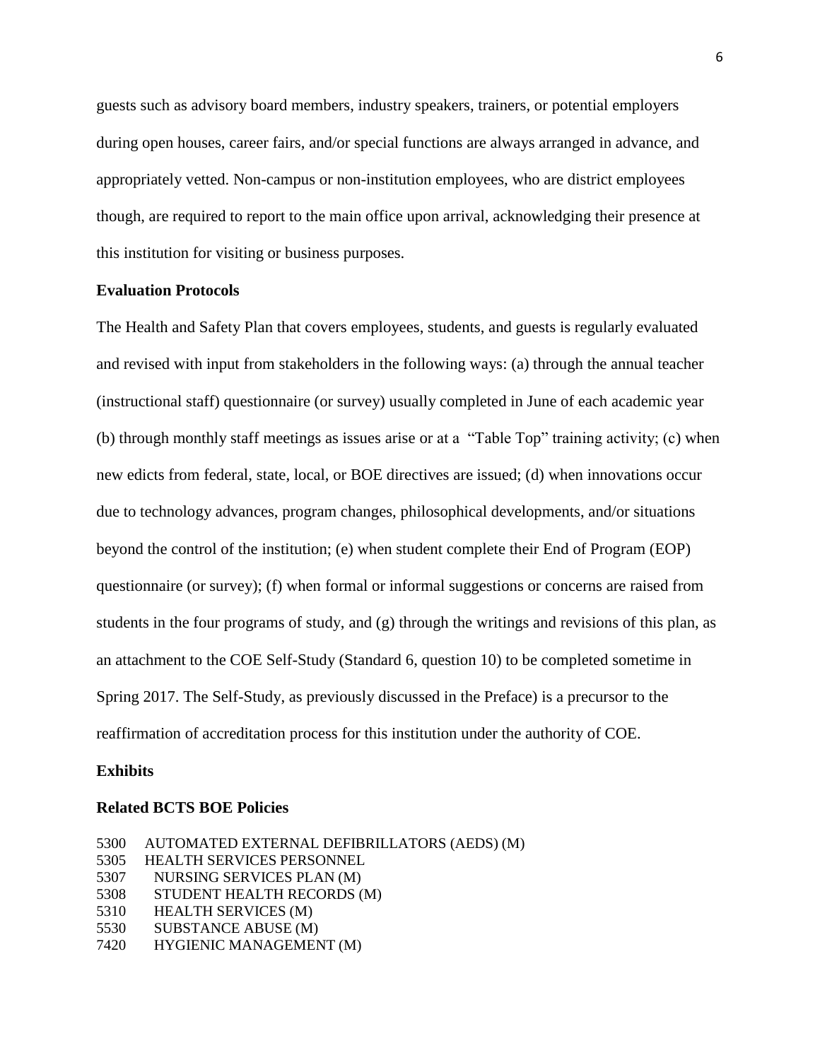guests such as advisory board members, industry speakers, trainers, or potential employers during open houses, career fairs, and/or special functions are always arranged in advance, and appropriately vetted. Non-campus or non-institution employees, who are district employees though, are required to report to the main office upon arrival, acknowledging their presence at this institution for visiting or business purposes.

**Evaluation Protocols**

The Health and Safety Plan that covers employees, students, and guests is regularly evaluated and revised with input from stakeholders in the following ways: (a) through the annual teacher (instructional staff) questionnaire (or survey) usually completed in June of each academic year (b) through monthly staff meetings as issues arise or at a "Table Top" training activity; (c) when new edicts from federal, state, local, or BOE directives are issued; (d) when innovations occur due to technology advances, program changes, philosophical developments, and/or situations beyond the control of the institution; (e) when student complete their End of Program (EOP) questionnaire (or survey); (f) when formal or informal suggestions or concerns are raised from students in the four programs of study, and (g) through the writings and revisions of this plan, as an attachment to the COE Self-Study (Standard 6, question 10) to be completed sometime in Spring 2017. The Self-Study, as previously discussed in the Preface) is a precursor to the reaffirmation of accreditation process for this institution under the authority of COE.

**Exhibits**

**Related BCTS BOE Policies**

5300 AUTOMATED EXTERNAL DEFIBRILLATORS (AEDS) (M)
5305 HEALTH SERVICES PERSONNEL
5307 NURSING SERVICES PLAN (M)
5308 STUDENT HEALTH RECORDS (M)
5310 HEALTH SERVICES (M)
5530 SUBSTANCE ABUSE (M)
7420 HYGIENIC MANAGEMENT (M)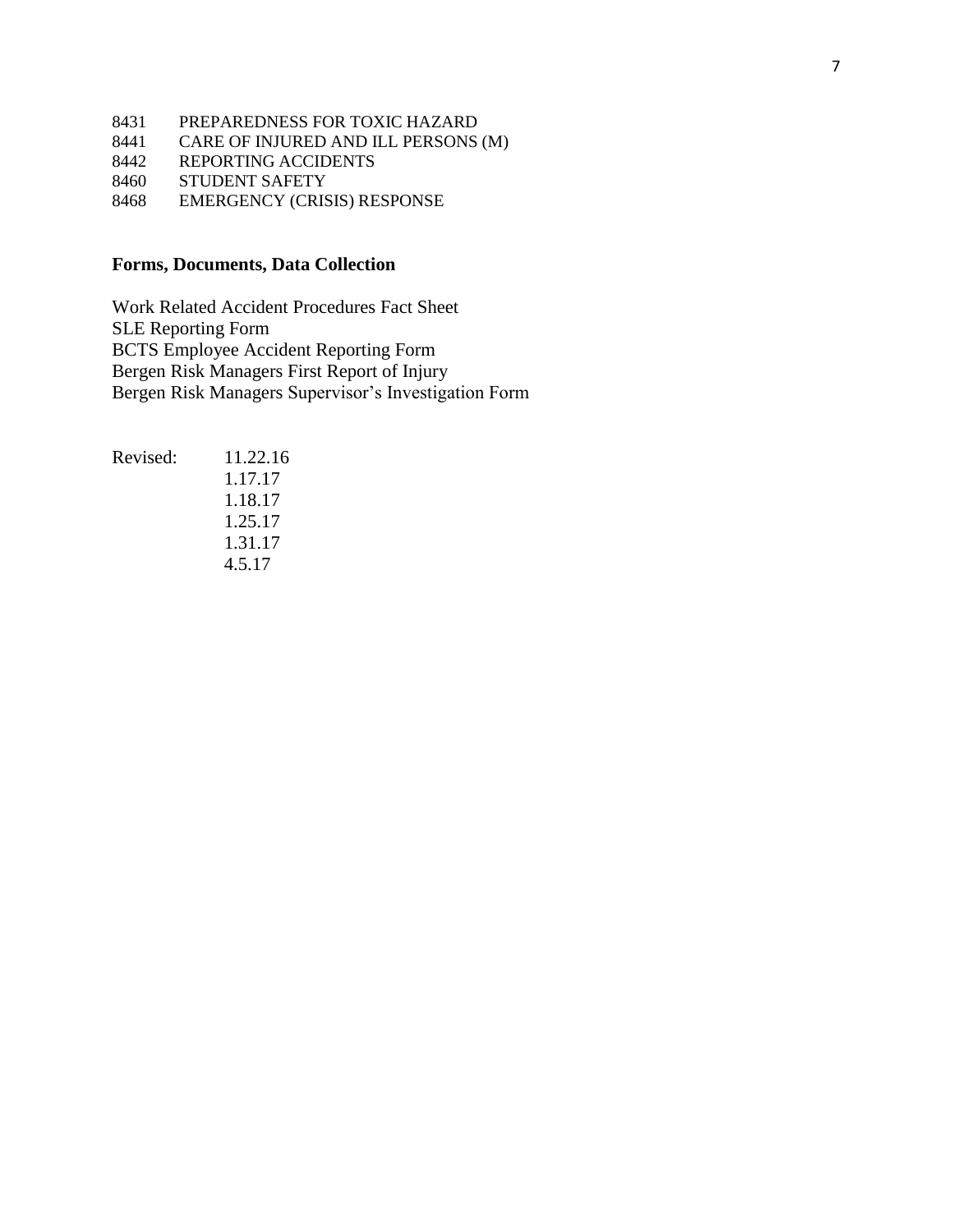8431 PREPAREDNESS FOR TOXIC HAZARD
8441 CARE OF INJURED AND ILL PERSONS (M)
8442 REPORTING ACCIDENTS
8460 STUDENT SAFETY
8468 EMERGENCY (CRISIS) RESPONSE

**Forms, Documents, Data Collection**

Work Related Accident Procedures Fact Sheet
SLE Reporting Form
BCTS Employee Accident Reporting Form
Bergen Risk Managers First Report of Injury
Bergen Risk Managers Supervisor's Investigation Form

Revised: 11.22.16
1.17.17
1.18.17
1.25.17
1.31.17
4.5.17